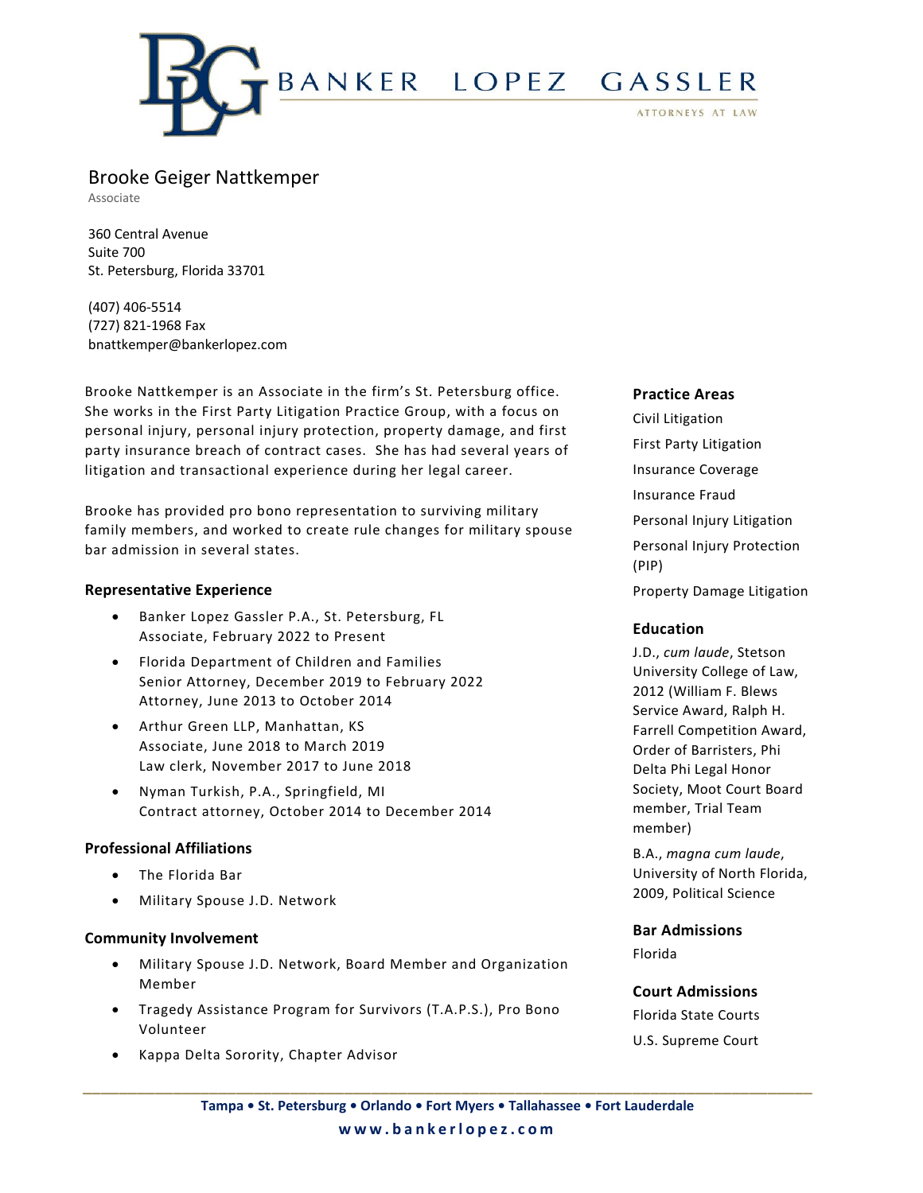BANKER LOPEZ GASSLER
ATTORNEYS AT LAW

# Brooke Geiger Nattkemper

Associate

360 Central Avenue
Suite 700
St. Petersburg, Florida 33701

(407) 406-5514
(727) 821-1968 Fax
bnattkemper@bankerlopez.com

Brooke Nattkemper is an Associate in the firm's St. Petersburg office. She works in the First Party Litigation Practice Group, with a focus on personal injury, personal injury protection, property damage, and first party insurance breach of contract cases. She has had several years of litigation and transactional experience during her legal career.

Brooke has provided pro bono representation to surviving military family members, and worked to create rule changes for military spouse bar admission in several states.

## Representative Experience

- Banker Lopez Gassler P.A., St. Petersburg, FL
  Associate, February 2022 to Present
- Florida Department of Children and Families
  Senior Attorney, December 2019 to February 2022
  Attorney, June 2013 to October 2014
- Arthur Green LLP, Manhattan, KS
  Associate, June 2018 to March 2019
  Law clerk, November 2017 to June 2018
- Nyman Turkish, P.A., Springfield, MI
  Contract attorney, October 2014 to December 2014

## Professional Affiliations

- The Florida Bar
- Military Spouse J.D. Network

## Community Involvement

- Military Spouse J.D. Network, Board Member and Organization Member
- Tragedy Assistance Program for Survivors (T.A.P.S.), Pro Bono Volunteer
- Kappa Delta Sorority, Chapter Advisor

## Practice Areas

Civil Litigation

First Party Litigation

Insurance Coverage

Insurance Fraud

Personal Injury Litigation

Personal Injury Protection (PIP)

Property Damage Litigation

## Education

J.D., *cum laude*, Stetson University College of Law, 2012 (William F. Blews Service Award, Ralph H. Farrell Competition Award, Order of Barristers, Phi Delta Phi Legal Honor Society, Moot Court Board member, Trial Team member)

B.A., *magna cum laude*, University of North Florida, 2009, Political Science

## Bar Admissions

Florida

## Court Admissions

Florida State Courts

U.S. Supreme Court

**Tampa • St. Petersburg • Orlando • Fort Myers • Tallahassee • Fort Lauderdale**

**www.bankerlopez.com**